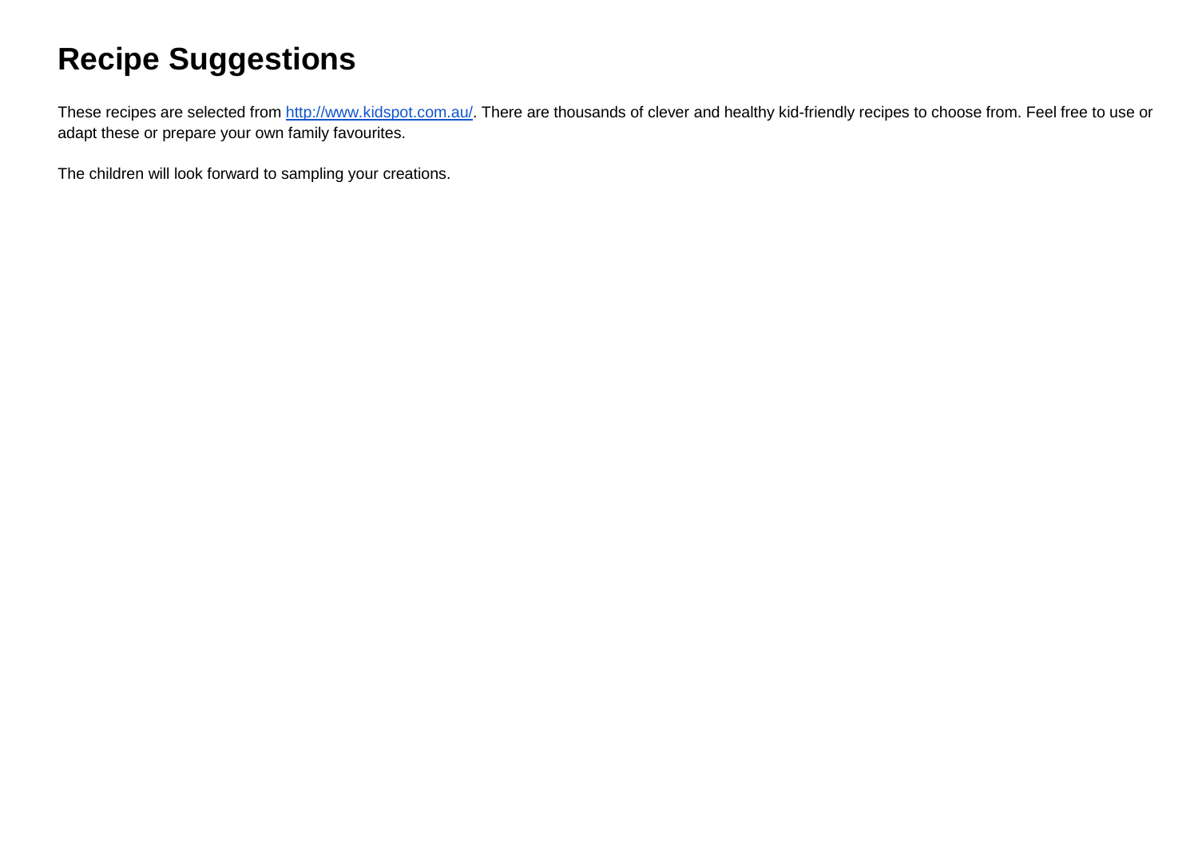# Recipe Suggestions

These recipes are selected from [http://www.kidspot.com.au/](http://www.kidspot.com.au/). There are thousands of clever and healthy kid-friendly recipes to choose from. Feel free to use or adapt these or prepare your own family favourites.

The children will look forward to sampling your creations.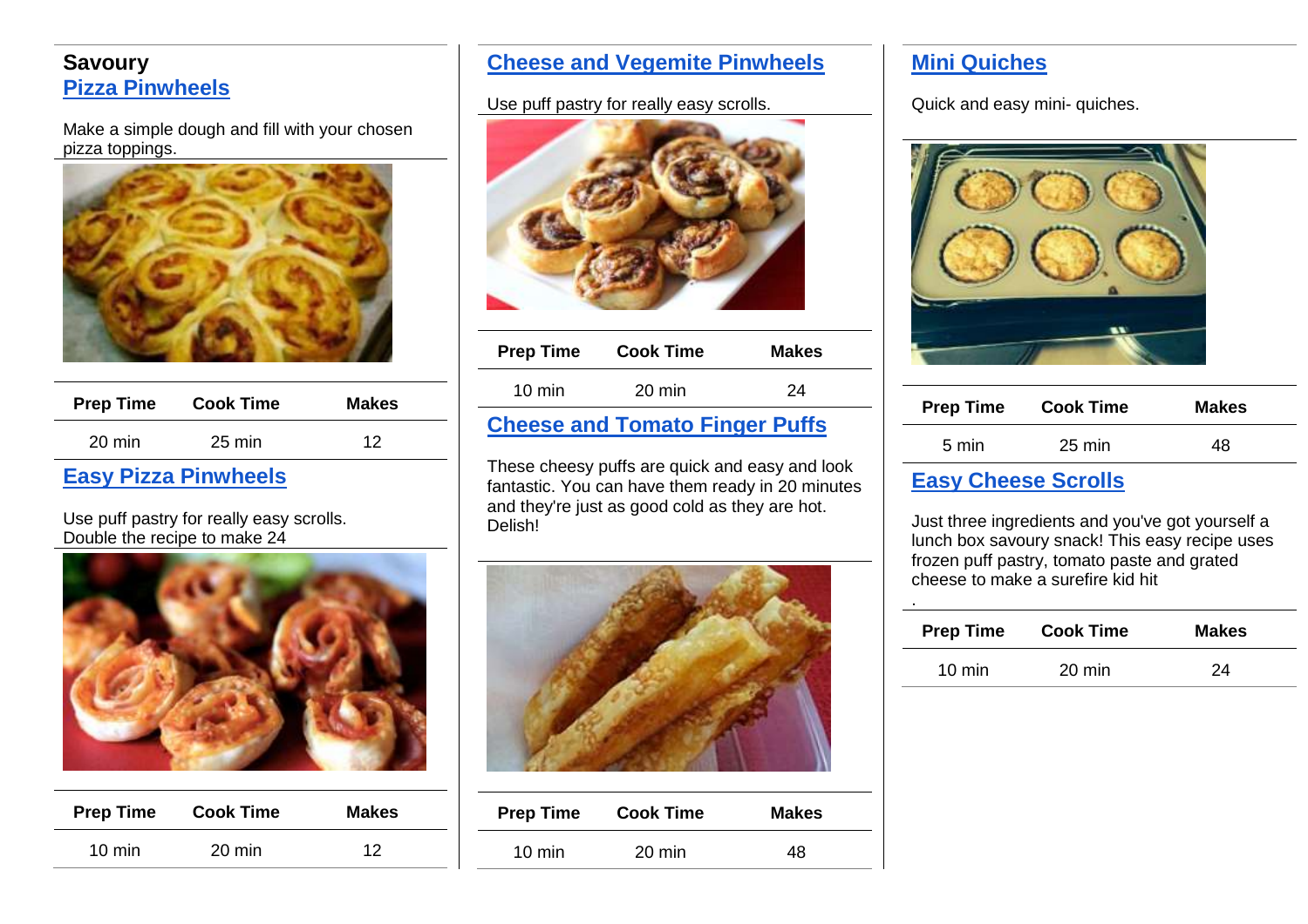**Savoury**

## Pizza Pinwheels

Make a simple dough and fill with your chosen pizza toppings.

| Prep Time | Cook Time | Makes |
|---|---|---|
| 20 min | 25 min | 12 |

## Easy Pizza Pinwheels

Use puff pastry for really easy scrolls.
Double the recipe to make 24

| Prep Time | Cook Time | Makes |
|---|---|---|
| 10 min | 20 min | 12 |

## Cheese and Vegemite Pinwheels

Use puff pastry for really easy scrolls.

| Prep Time | Cook Time | Makes |
|---|---|---|
| 10 min | 20 min | 24 |

## Cheese and Tomato Finger Puffs

These cheesy puffs are quick and easy and look fantastic. You can have them ready in 20 minutes and they're just as good cold as they are hot. Delish!

| Prep Time | Cook Time | Makes |
|---|---|---|
| 10 min | 20 min | 48 |

## Mini Quiches

Quick and easy mini- quiches.

| Prep Time | Cook Time | Makes |
|---|---|---|
| 5 min | 25 min | 48 |

## Easy Cheese Scrolls

Just three ingredients and you've got yourself a lunch box savoury snack! This easy recipe uses frozen puff pastry, tomato paste and grated cheese to make a surefire kid hit

.

| Prep Time | Cook Time | Makes |
|---|---|---|
| 10 min | 20 min | 24 |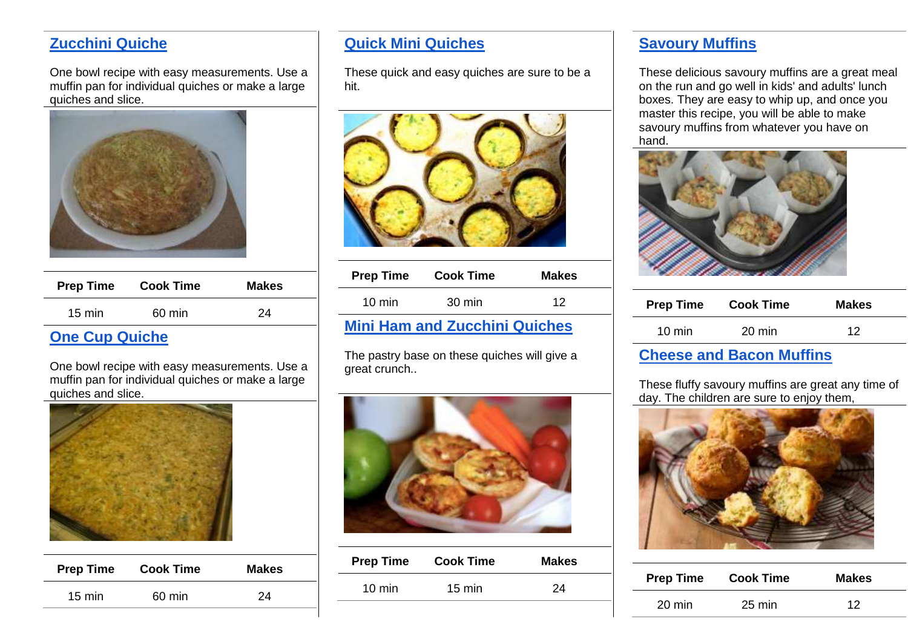## Zucchini Quiche

One bowl recipe with easy measurements. Use a muffin pan for individual quiches or make a large quiches and slice.

| Prep Time | Cook Time | Makes |
| --- | --- | --- |
| 15 min | 60 min | 24 |

## One Cup Quiche

One bowl recipe with easy measurements. Use a muffin pan for individual quiches or make a large quiches and slice.

| Prep Time | Cook Time | Makes |
| --- | --- | --- |
| 15 min | 60 min | 24 |

## Quick Mini Quiches

These quick and easy quiches are sure to be a hit.

| Prep Time | Cook Time | Makes |
| --- | --- | --- |
| 10 min | 30 min | 12 |

## Mini Ham and Zucchini Quiches

The pastry base on these quiches will give a great crunch..

| Prep Time | Cook Time | Makes |
| --- | --- | --- |
| 10 min | 15 min | 24 |

## Savoury Muffins

These delicious savoury muffins are a great meal on the run and go well in kids' and adults' lunch boxes. They are easy to whip up, and once you master this recipe, you will be able to make savoury muffins from whatever you have on hand.

| Prep Time | Cook Time | Makes |
| --- | --- | --- |
| 10 min | 20 min | 12 |

## Cheese and Bacon Muffins

These fluffy savoury muffins are great any time of day. The children are sure to enjoy them,

| Prep Time | Cook Time | Makes |
| --- | --- | --- |
| 20 min | 25 min | 12 |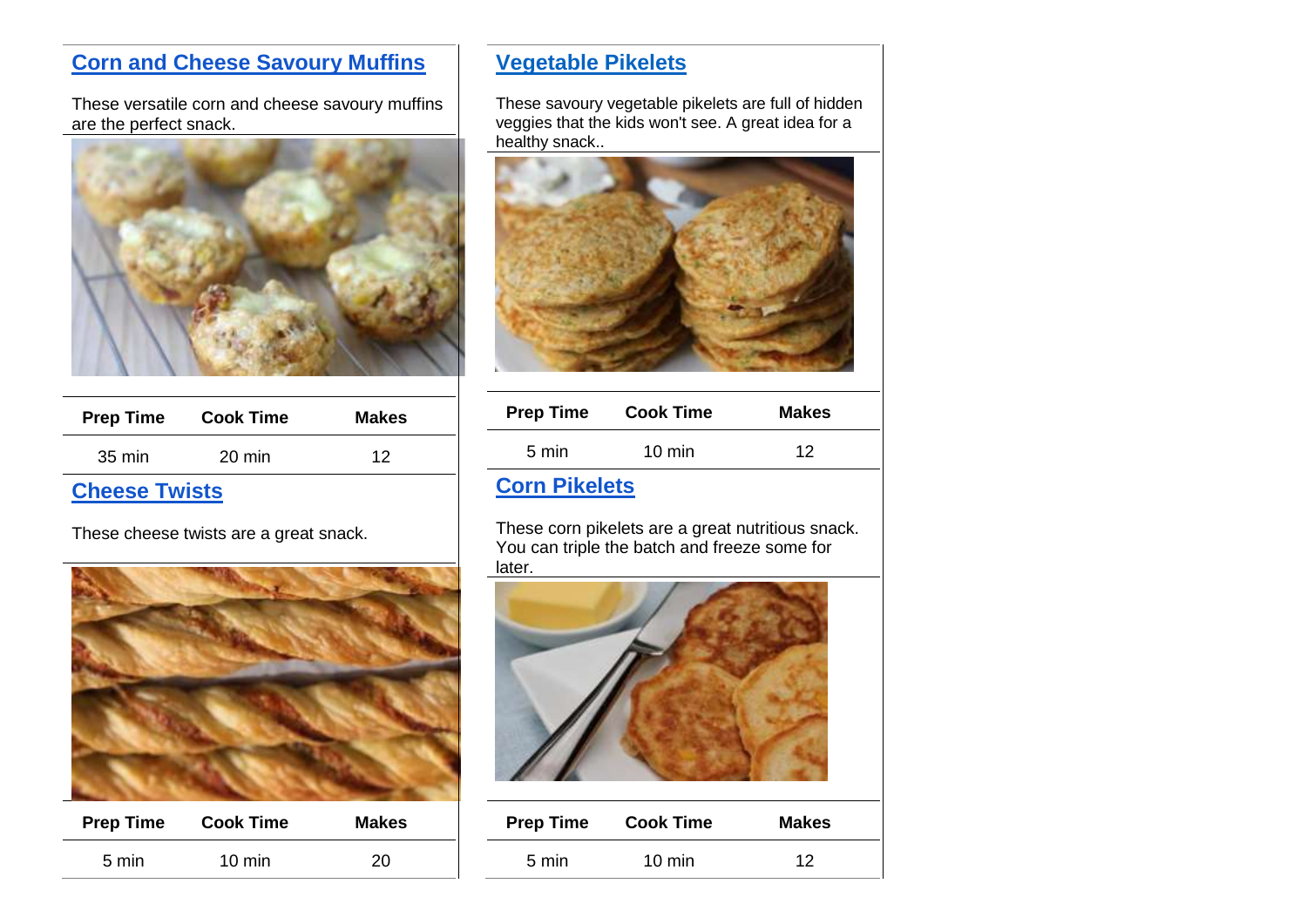## Corn and Cheese Savoury Muffins

These versatile corn and cheese savoury muffins are the perfect snack.

| Prep Time | Cook Time | Makes |
|---|---|---|
| 35 min | 20 min | 12 |

## Cheese Twists

These cheese twists are a great snack.

| Prep Time | Cook Time | Makes |
|---|---|---|
| 5 min | 10 min | 20 |

## Vegetable Pikelets

These savoury vegetable pikelets are full of hidden veggies that the kids won't see. A great idea for a healthy snack..

| Prep Time | Cook Time | Makes |
|---|---|---|
| 5 min | 10 min | 12 |

## Corn Pikelets

These corn pikelets are a great nutritious snack. You can triple the batch and freeze some for later.

| Prep Time | Cook Time | Makes |
|---|---|---|
| 5 min | 10 min | 12 |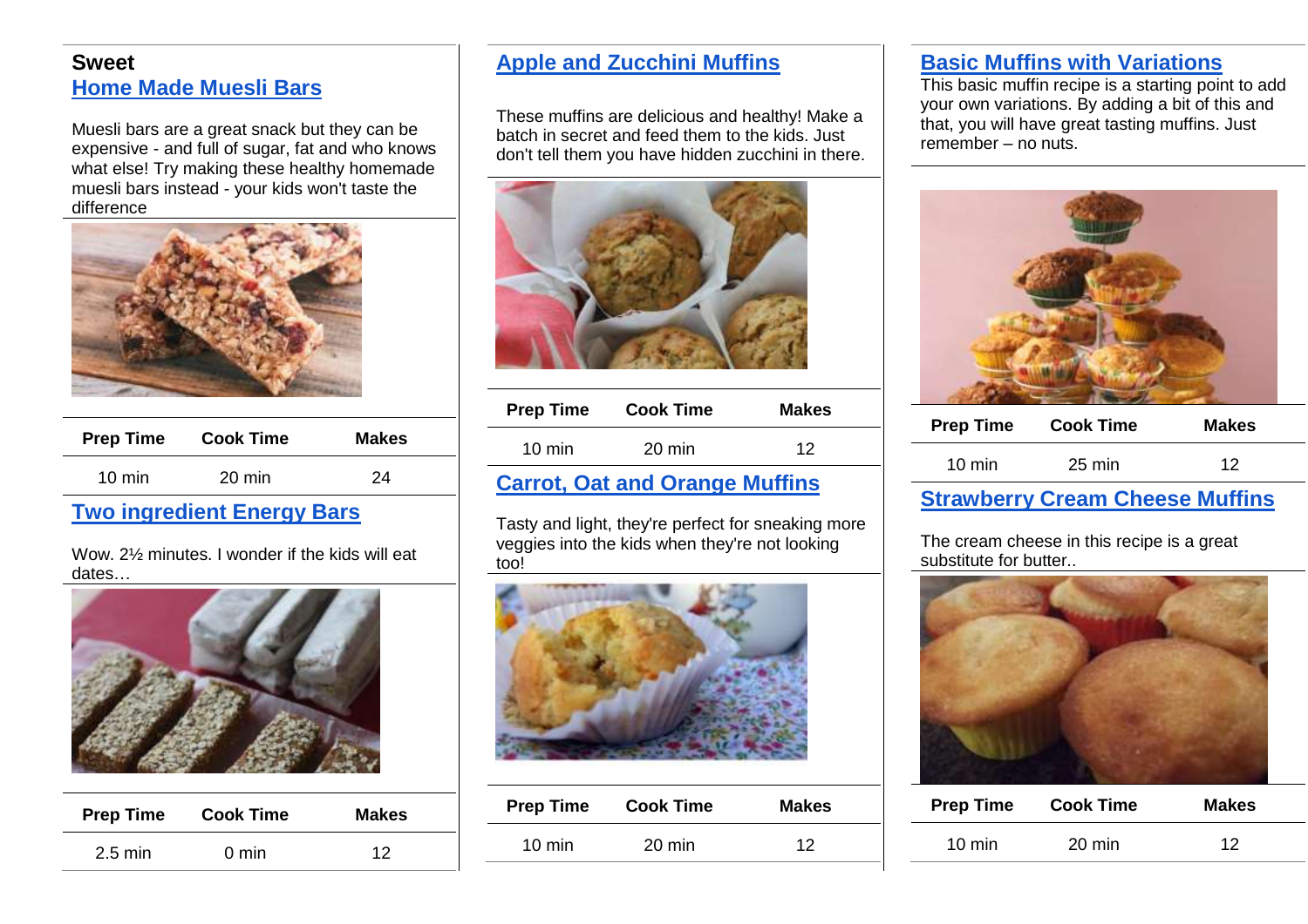## Sweet

### Home Made Muesli Bars

Muesli bars are a great snack but they can be expensive - and full of sugar, fat and who knows what else! Try making these healthy homemade muesli bars instead - your kids won't taste the difference

| Prep Time | Cook Time | Makes |
|---|---|---|
| 10 min | 20 min | 24 |

### Two ingredient Energy Bars

Wow. 2½ minutes. I wonder if the kids will eat dates…

| Prep Time | Cook Time | Makes |
|---|---|---|
| 2.5 min | 0 min | 12 |

### Apple and Zucchini Muffins

These muffins are delicious and healthy! Make a batch in secret and feed them to the kids. Just don't tell them you have hidden zucchini in there.

| Prep Time | Cook Time | Makes |
|---|---|---|
| 10 min | 20 min | 12 |

### Carrot, Oat and Orange Muffins

Tasty and light, they're perfect for sneaking more veggies into the kids when they're not looking too!

| Prep Time | Cook Time | Makes |
|---|---|---|
| 10 min | 20 min | 12 |

### Basic Muffins with Variations

This basic muffin recipe is a starting point to add your own variations. By adding a bit of this and that, you will have great tasting muffins. Just remember – no nuts.

| Prep Time | Cook Time | Makes |
|---|---|---|
| 10 min | 25 min | 12 |

### Strawberry Cream Cheese Muffins

The cream cheese in this recipe is a great substitute for butter..

| Prep Time | Cook Time | Makes |
|---|---|---|
| 10 min | 20 min | 12 |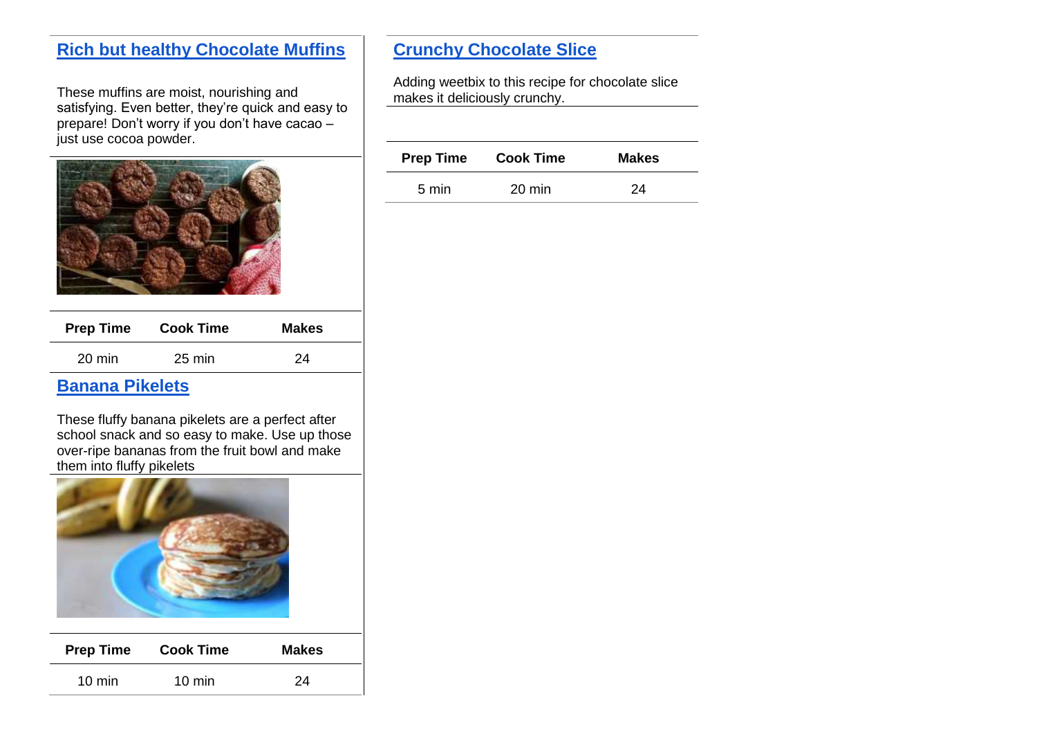## Rich but healthy Chocolate Muffins

These muffins are moist, nourishing and satisfying. Even better, they're quick and easy to prepare! Don't worry if you don't have cacao – just use cocoa powder.

| Prep Time | Cook Time | Makes |
|---|---|---|
| 20 min | 25 min | 24 |

## Banana Pikelets

These fluffy banana pikelets are a perfect after school snack and so easy to make. Use up those over-ripe bananas from the fruit bowl and make them into fluffy pikelets

| Prep Time | Cook Time | Makes |
|---|---|---|
| 10 min | 10 min | 24 |

## Crunchy Chocolate Slice

Adding weetbix to this recipe for chocolate slice makes it deliciously crunchy.

| Prep Time | Cook Time | Makes |
|---|---|---|
| 5 min | 20 min | 24 |